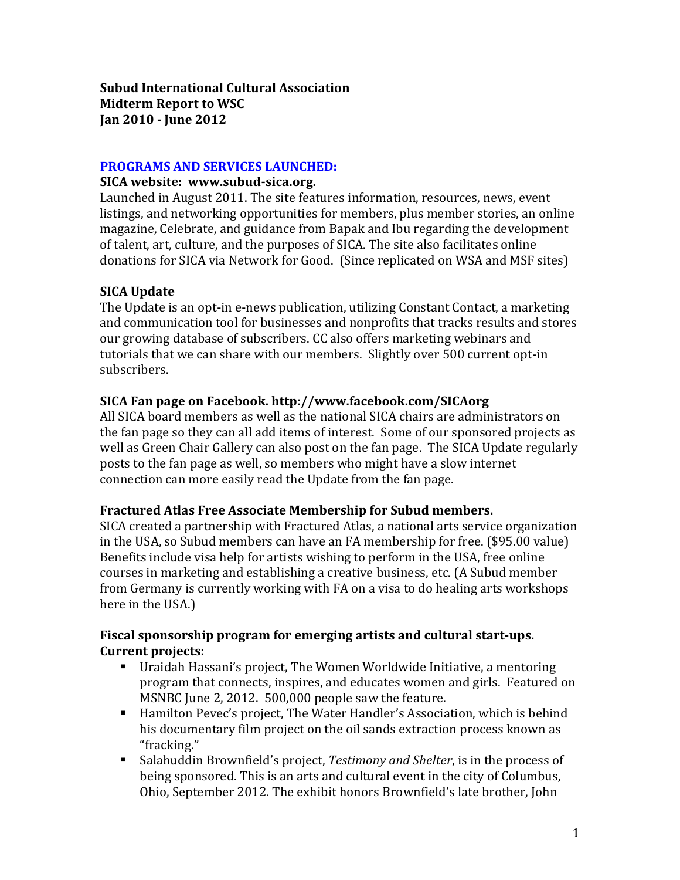**Subud International Cultural Association**
**Midterm Report to WSC**
**Jan 2010 - June 2012**

## PROGRAMS AND SERVICES LAUNCHED:

### SICA website: www.subud-sica.org.

Launched in August 2011. The site features information, resources, news, event listings, and networking opportunities for members, plus member stories, an online magazine, Celebrate, and guidance from Bapak and Ibu regarding the development of talent, art, culture, and the purposes of SICA. The site also facilitates online donations for SICA via Network for Good. (Since replicated on WSA and MSF sites)

### SICA Update

The Update is an opt-in e-news publication, utilizing Constant Contact, a marketing and communication tool for businesses and nonprofits that tracks results and stores our growing database of subscribers. CC also offers marketing webinars and tutorials that we can share with our members. Slightly over 500 current opt-in subscribers.

### SICA Fan page on Facebook. http://www.facebook.com/SICAorg

All SICA board members as well as the national SICA chairs are administrators on the fan page so they can all add items of interest. Some of our sponsored projects as well as Green Chair Gallery can also post on the fan page. The SICA Update regularly posts to the fan page as well, so members who might have a slow internet connection can more easily read the Update from the fan page.

### Fractured Atlas Free Associate Membership for Subud members.

SICA created a partnership with Fractured Atlas, a national arts service organization in the USA, so Subud members can have an FA membership for free. ($95.00 value) Benefits include visa help for artists wishing to perform in the USA, free online courses in marketing and establishing a creative business, etc. (A Subud member from Germany is currently working with FA on a visa to do healing arts workshops here in the USA.)

### Fiscal sponsorship program for emerging artists and cultural start-ups. Current projects:

- Uraidah Hassani's project, The Women Worldwide Initiative, a mentoring program that connects, inspires, and educates women and girls. Featured on MSNBC June 2, 2012. 500,000 people saw the feature.
- Hamilton Pevec's project, The Water Handler's Association, which is behind his documentary film project on the oil sands extraction process known as "fracking."
- Salahuddin Brownfield's project, *Testimony and Shelter*, is in the process of being sponsored. This is an arts and cultural event in the city of Columbus, Ohio, September 2012. The exhibit honors Brownfield's late brother, John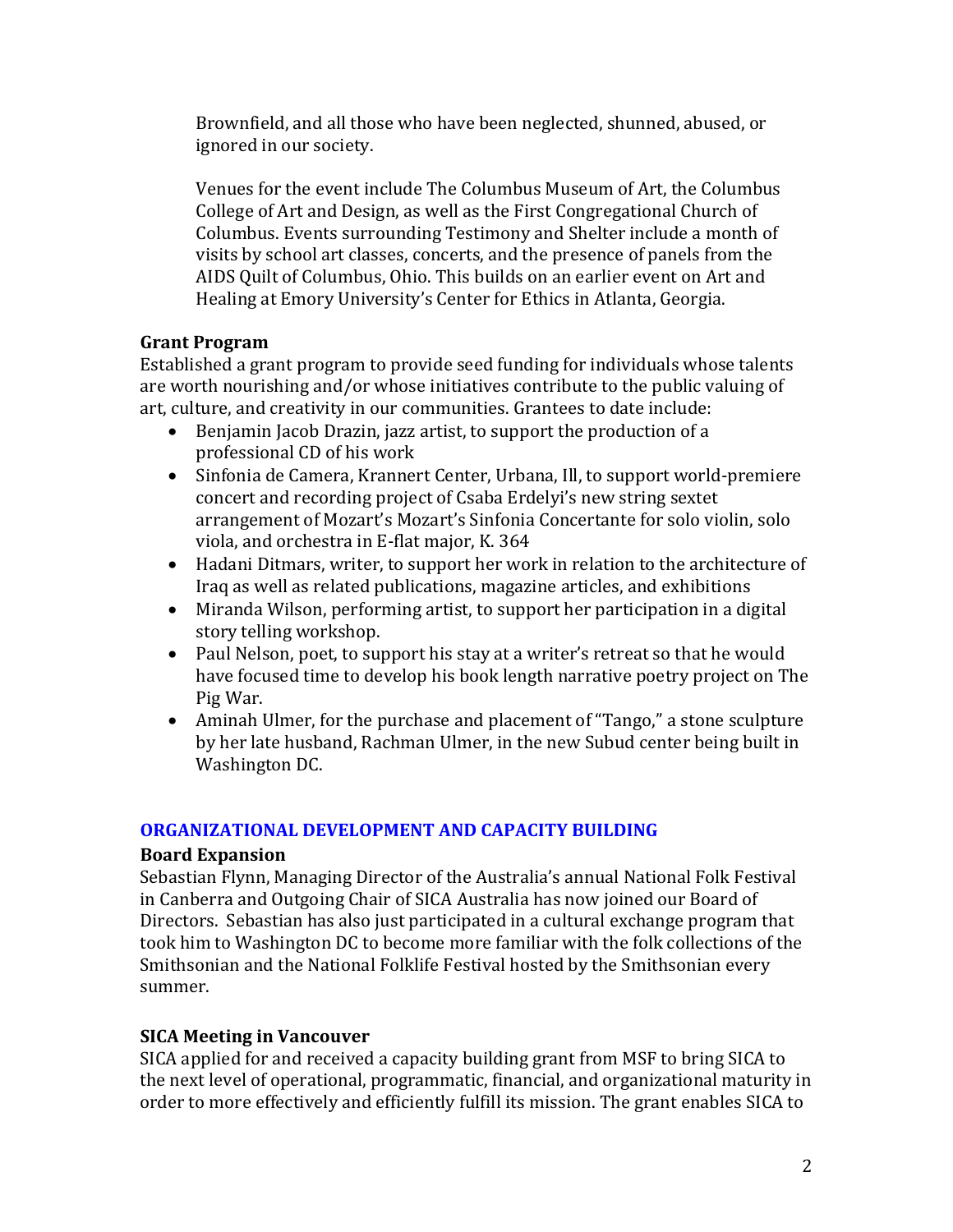Brownfield, and all those who have been neglected, shunned, abused, or ignored in our society.

Venues for the event include The Columbus Museum of Art, the Columbus College of Art and Design, as well as the First Congregational Church of Columbus. Events surrounding Testimony and Shelter include a month of visits by school art classes, concerts, and the presence of panels from the AIDS Quilt of Columbus, Ohio. This builds on an earlier event on Art and Healing at Emory University's Center for Ethics in Atlanta, Georgia.

### Grant Program

Established a grant program to provide seed funding for individuals whose talents are worth nourishing and/or whose initiatives contribute to the public valuing of art, culture, and creativity in our communities. Grantees to date include:

- Benjamin Jacob Drazin, jazz artist, to support the production of a professional CD of his work
- Sinfonia de Camera, Krannert Center, Urbana, Ill, to support world-premiere concert and recording project of Csaba Erdelyi's new string sextet arrangement of Mozart's Mozart's Sinfonia Concertante for solo violin, solo viola, and orchestra in E-flat major, K. 364
- Hadani Ditmars, writer, to support her work in relation to the architecture of Iraq as well as related publications, magazine articles, and exhibitions
- Miranda Wilson, performing artist, to support her participation in a digital story telling workshop.
- Paul Nelson, poet, to support his stay at a writer's retreat so that he would have focused time to develop his book length narrative poetry project on The Pig War.
- Aminah Ulmer, for the purchase and placement of "Tango," a stone sculpture by her late husband, Rachman Ulmer, in the new Subud center being built in Washington DC.

## ORGANIZATIONAL DEVELOPMENT AND CAPACITY BUILDING

### Board Expansion

Sebastian Flynn, Managing Director of the Australia's annual National Folk Festival in Canberra and Outgoing Chair of SICA Australia has now joined our Board of Directors. Sebastian has also just participated in a cultural exchange program that took him to Washington DC to become more familiar with the folk collections of the Smithsonian and the National Folklife Festival hosted by the Smithsonian every summer.

### SICA Meeting in Vancouver

SICA applied for and received a capacity building grant from MSF to bring SICA to the next level of operational, programmatic, financial, and organizational maturity in order to more effectively and efficiently fulfill its mission. The grant enables SICA to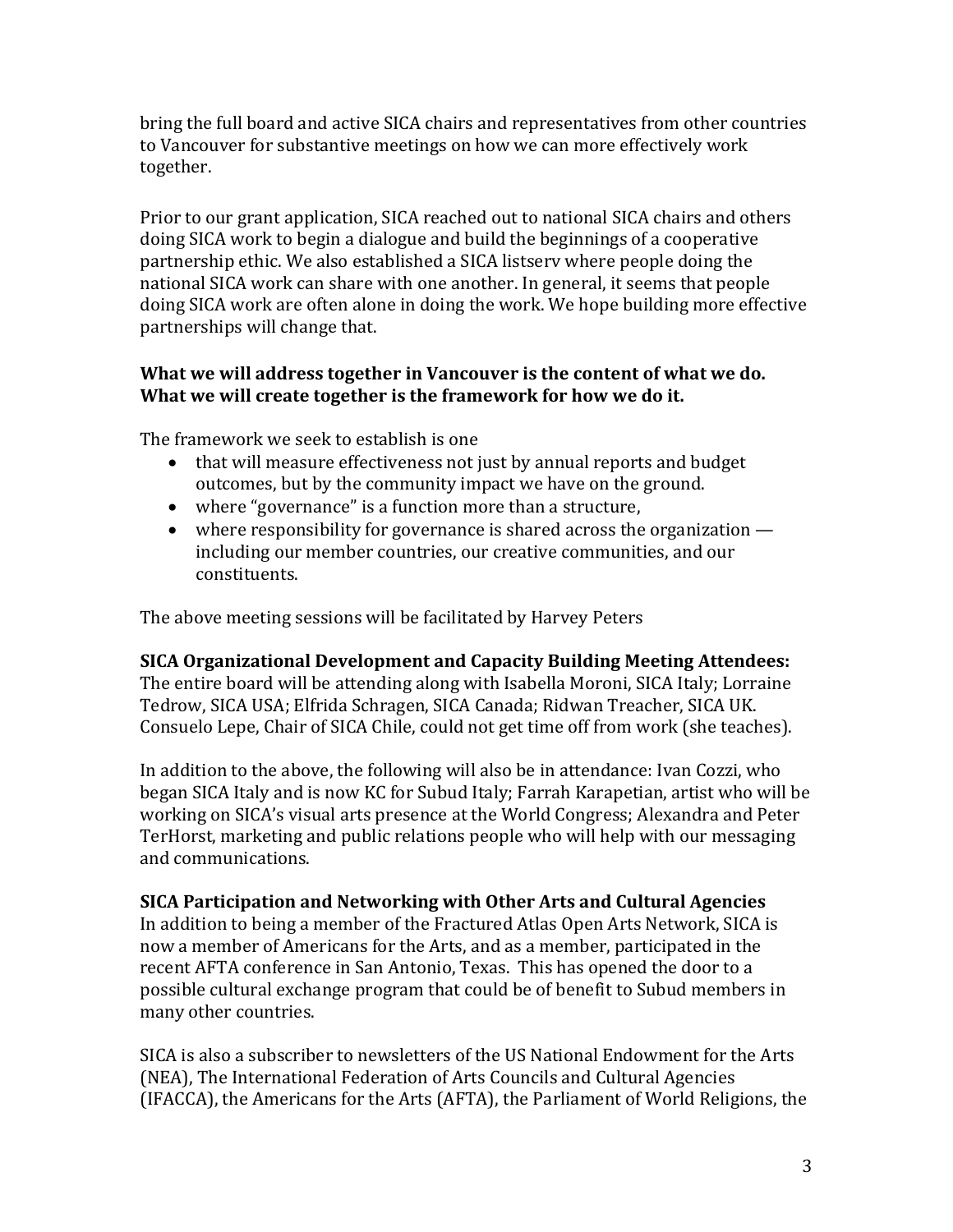bring the full board and active SICA chairs and representatives from other countries to Vancouver for substantive meetings on how we can more effectively work together.

Prior to our grant application, SICA reached out to national SICA chairs and others doing SICA work to begin a dialogue and build the beginnings of a cooperative partnership ethic. We also established a SICA listserv where people doing the national SICA work can share with one another. In general, it seems that people doing SICA work are often alone in doing the work. We hope building more effective partnerships will change that.

**What we will address together in Vancouver is the content of what we do. What we will create together is the framework for how we do it.**

The framework we seek to establish is one

- that will measure effectiveness not just by annual reports and budget outcomes, but by the community impact we have on the ground.
- where "governance" is a function more than a structure,
- where responsibility for governance is shared across the organization — including our member countries, our creative communities, and our constituents.

The above meeting sessions will be facilitated by Harvey Peters

**SICA Organizational Development and Capacity Building Meeting Attendees:**
The entire board will be attending along with Isabella Moroni, SICA Italy; Lorraine Tedrow, SICA USA; Elfrida Schragen, SICA Canada; Ridwan Treacher, SICA UK. Consuelo Lepe, Chair of SICA Chile, could not get time off from work (she teaches).

In addition to the above, the following will also be in attendance: Ivan Cozzi, who began SICA Italy and is now KC for Subud Italy; Farrah Karapetian, artist who will be working on SICA's visual arts presence at the World Congress; Alexandra and Peter TerHorst, marketing and public relations people who will help with our messaging and communications.

**SICA Participation and Networking with Other Arts and Cultural Agencies**
In addition to being a member of the Fractured Atlas Open Arts Network, SICA is now a member of Americans for the Arts, and as a member, participated in the recent AFTA conference in San Antonio, Texas. This has opened the door to a possible cultural exchange program that could be of benefit to Subud members in many other countries.

SICA is also a subscriber to newsletters of the US National Endowment for the Arts (NEA), The International Federation of Arts Councils and Cultural Agencies (IFACCA), the Americans for the Arts (AFTA), the Parliament of World Religions, the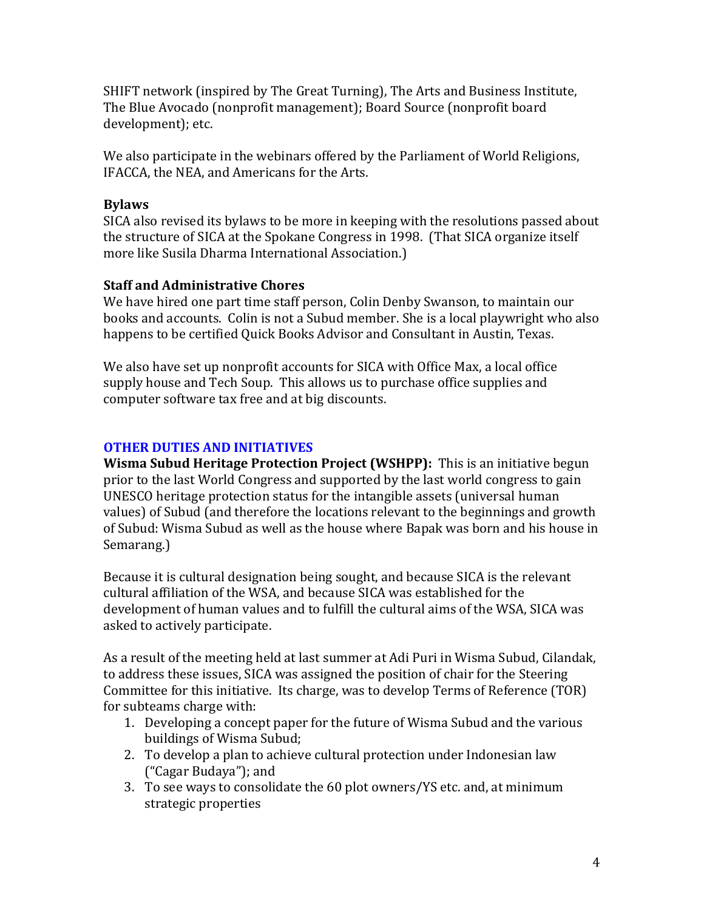SHIFT network (inspired by The Great Turning), The Arts and Business Institute, The Blue Avocado (nonprofit management); Board Source (nonprofit board development); etc.

We also participate in the webinars offered by the Parliament of World Religions, IFACCA, the NEA, and Americans for the Arts.

**Bylaws**

SICA also revised its bylaws to be more in keeping with the resolutions passed about the structure of SICA at the Spokane Congress in 1998. (That SICA organize itself more like Susila Dharma International Association.)

**Staff and Administrative Chores**

We have hired one part time staff person, Colin Denby Swanson, to maintain our books and accounts. Colin is not a Subud member. She is a local playwright who also happens to be certified Quick Books Advisor and Consultant in Austin, Texas.

We also have set up nonprofit accounts for SICA with Office Max, a local office supply house and Tech Soup. This allows us to purchase office supplies and computer software tax free and at big discounts.

## OTHER DUTIES AND INITIATIVES

**Wisma Subud Heritage Protection Project (WSHPP):** This is an initiative begun prior to the last World Congress and supported by the last world congress to gain UNESCO heritage protection status for the intangible assets (universal human values) of Subud (and therefore the locations relevant to the beginnings and growth of Subud: Wisma Subud as well as the house where Bapak was born and his house in Semarang.)

Because it is cultural designation being sought, and because SICA is the relevant cultural affiliation of the WSA, and because SICA was established for the development of human values and to fulfill the cultural aims of the WSA, SICA was asked to actively participate.

As a result of the meeting held at last summer at Adi Puri in Wisma Subud, Cilandak, to address these issues, SICA was assigned the position of chair for the Steering Committee for this initiative. Its charge, was to develop Terms of Reference (TOR) for subteams charge with:

1. Developing a concept paper for the future of Wisma Subud and the various buildings of Wisma Subud;
2. To develop a plan to achieve cultural protection under Indonesian law ("Cagar Budaya"); and
3. To see ways to consolidate the 60 plot owners/YS etc. and, at minimum strategic properties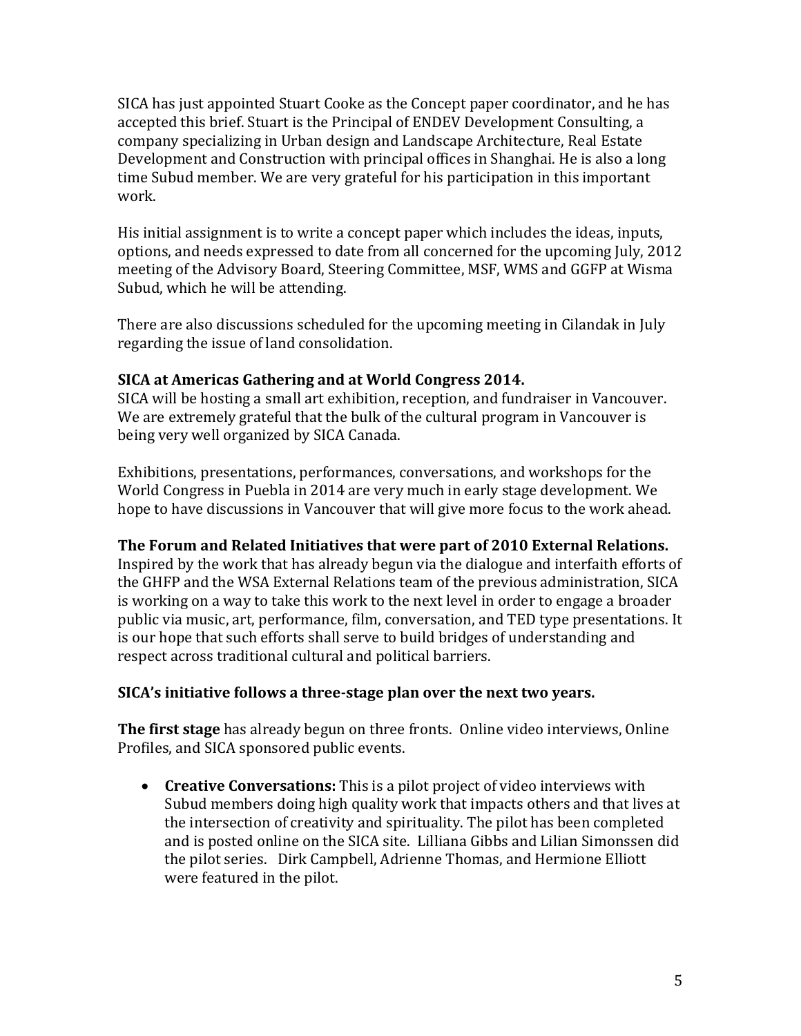SICA has just appointed Stuart Cooke as the Concept paper coordinator, and he has accepted this brief. Stuart is the Principal of ENDEV Development Consulting, a company specializing in Urban design and Landscape Architecture, Real Estate Development and Construction with principal offices in Shanghai. He is also a long time Subud member. We are very grateful for his participation in this important work.

His initial assignment is to write a concept paper which includes the ideas, inputs, options, and needs expressed to date from all concerned for the upcoming July, 2012 meeting of the Advisory Board, Steering Committee, MSF, WMS and GGFP at Wisma Subud, which he will be attending.

There are also discussions scheduled for the upcoming meeting in Cilandak in July regarding the issue of land consolidation.

**SICA at Americas Gathering and at World Congress 2014.**
SICA will be hosting a small art exhibition, reception, and fundraiser in Vancouver. We are extremely grateful that the bulk of the cultural program in Vancouver is being very well organized by SICA Canada.

Exhibitions, presentations, performances, conversations, and workshops for the World Congress in Puebla in 2014 are very much in early stage development. We hope to have discussions in Vancouver that will give more focus to the work ahead.

**The Forum and Related Initiatives that were part of 2010 External Relations.**
Inspired by the work that has already begun via the dialogue and interfaith efforts of the GHFP and the WSA External Relations team of the previous administration, SICA is working on a way to take this work to the next level in order to engage a broader public via music, art, performance, film, conversation, and TED type presentations. It is our hope that such efforts shall serve to build bridges of understanding and respect across traditional cultural and political barriers.

**SICA's initiative follows a three-stage plan over the next two years.**

**The first stage** has already begun on three fronts. Online video interviews, Online Profiles, and SICA sponsored public events.

- **Creative Conversations:** This is a pilot project of video interviews with Subud members doing high quality work that impacts others and that lives at the intersection of creativity and spirituality. The pilot has been completed and is posted online on the SICA site. Lilliana Gibbs and Lilian Simonssen did the pilot series. Dirk Campbell, Adrienne Thomas, and Hermione Elliott were featured in the pilot.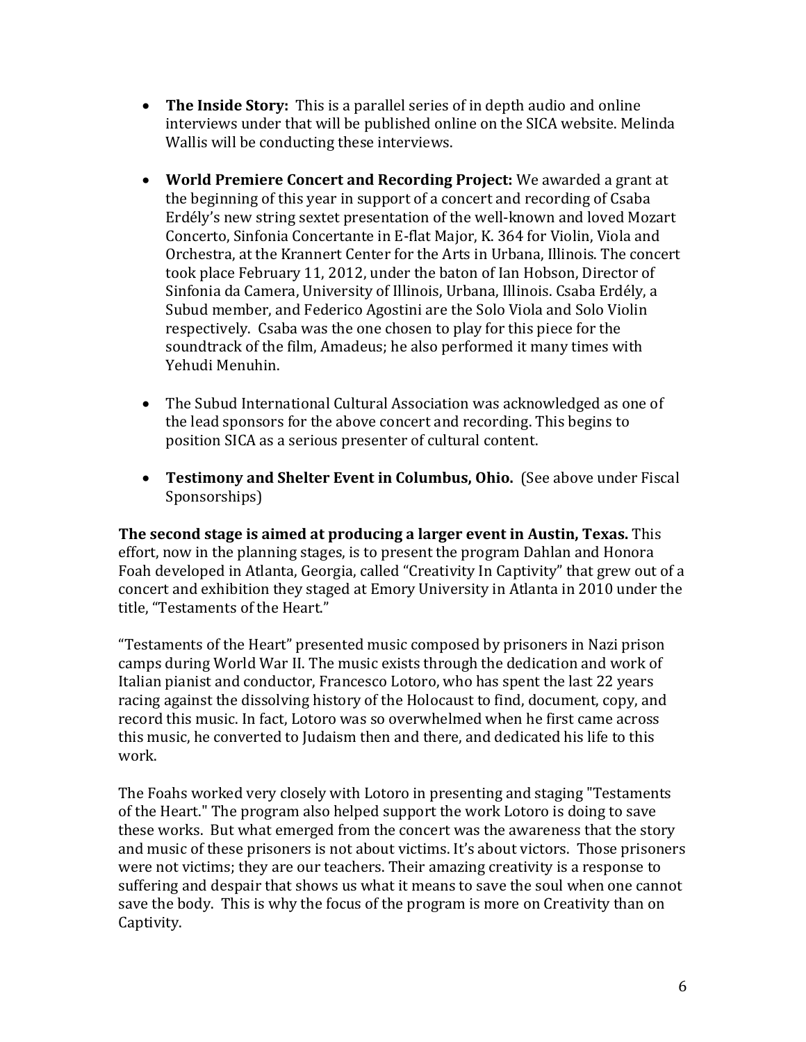- **The Inside Story:** This is a parallel series of in depth audio and online interviews under that will be published online on the SICA website. Melinda Wallis will be conducting these interviews.

- **World Premiere Concert and Recording Project:** We awarded a grant at the beginning of this year in support of a concert and recording of Csaba Erdély's new string sextet presentation of the well-known and loved Mozart Concerto, Sinfonia Concertante in E-flat Major, K. 364 for Violin, Viola and Orchestra, at the Krannert Center for the Arts in Urbana, Illinois. The concert took place February 11, 2012, under the baton of Ian Hobson, Director of Sinfonia da Camera, University of Illinois, Urbana, Illinois. Csaba Erdély, a Subud member, and Federico Agostini are the Solo Viola and Solo Violin respectively. Csaba was the one chosen to play for this piece for the soundtrack of the film, Amadeus; he also performed it many times with Yehudi Menuhin.

- The Subud International Cultural Association was acknowledged as one of the lead sponsors for the above concert and recording. This begins to position SICA as a serious presenter of cultural content.

- **Testimony and Shelter Event in Columbus, Ohio.** (See above under Fiscal Sponsorships)

**The second stage is aimed at producing a larger event in Austin, Texas.** This effort, now in the planning stages, is to present the program Dahlan and Honora Foah developed in Atlanta, Georgia, called "Creativity In Captivity" that grew out of a concert and exhibition they staged at Emory University in Atlanta in 2010 under the title, "Testaments of the Heart."

"Testaments of the Heart" presented music composed by prisoners in Nazi prison camps during World War II. The music exists through the dedication and work of Italian pianist and conductor, Francesco Lotoro, who has spent the last 22 years racing against the dissolving history of the Holocaust to find, document, copy, and record this music. In fact, Lotoro was so overwhelmed when he first came across this music, he converted to Judaism then and there, and dedicated his life to this work.

The Foahs worked very closely with Lotoro in presenting and staging "Testaments of the Heart." The program also helped support the work Lotoro is doing to save these works. But what emerged from the concert was the awareness that the story and music of these prisoners is not about victims. It's about victors. Those prisoners were not victims; they are our teachers. Their amazing creativity is a response to suffering and despair that shows us what it means to save the soul when one cannot save the body. This is why the focus of the program is more on Creativity than on Captivity.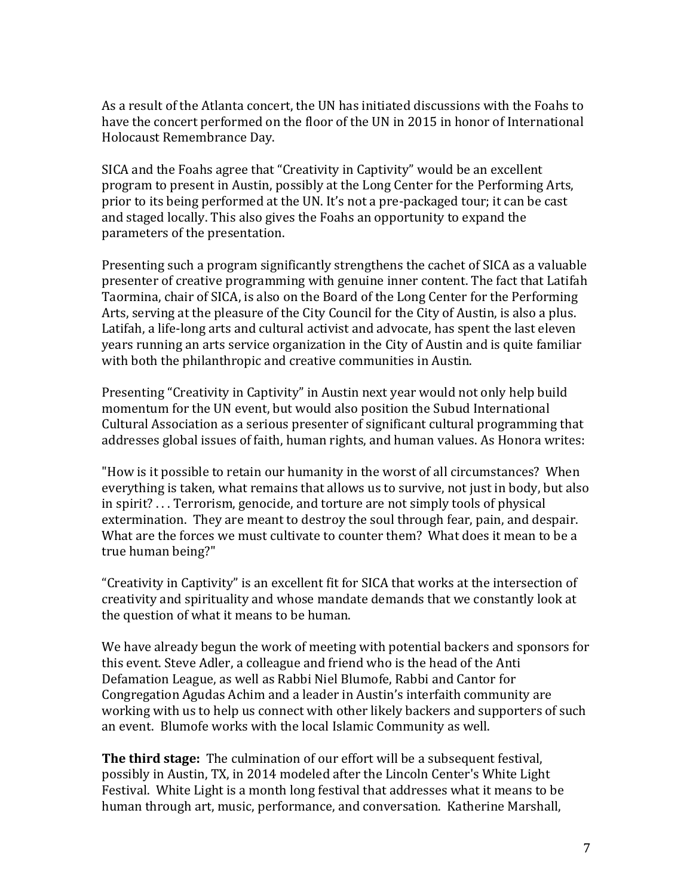As a result of the Atlanta concert, the UN has initiated discussions with the Foahs to have the concert performed on the floor of the UN in 2015 in honor of International Holocaust Remembrance Day.

SICA and the Foahs agree that "Creativity in Captivity" would be an excellent program to present in Austin, possibly at the Long Center for the Performing Arts, prior to its being performed at the UN. It's not a pre-packaged tour; it can be cast and staged locally. This also gives the Foahs an opportunity to expand the parameters of the presentation.

Presenting such a program significantly strengthens the cachet of SICA as a valuable presenter of creative programming with genuine inner content. The fact that Latifah Taormina, chair of SICA, is also on the Board of the Long Center for the Performing Arts, serving at the pleasure of the City Council for the City of Austin, is also a plus. Latifah, a life-long arts and cultural activist and advocate, has spent the last eleven years running an arts service organization in the City of Austin and is quite familiar with both the philanthropic and creative communities in Austin.

Presenting "Creativity in Captivity" in Austin next year would not only help build momentum for the UN event, but would also position the Subud International Cultural Association as a serious presenter of significant cultural programming that addresses global issues of faith, human rights, and human values. As Honora writes:

"How is it possible to retain our humanity in the worst of all circumstances? When everything is taken, what remains that allows us to survive, not just in body, but also in spirit? . . . Terrorism, genocide, and torture are not simply tools of physical extermination. They are meant to destroy the soul through fear, pain, and despair. What are the forces we must cultivate to counter them? What does it mean to be a true human being?"

"Creativity in Captivity" is an excellent fit for SICA that works at the intersection of creativity and spirituality and whose mandate demands that we constantly look at the question of what it means to be human.

We have already begun the work of meeting with potential backers and sponsors for this event. Steve Adler, a colleague and friend who is the head of the Anti Defamation League, as well as Rabbi Niel Blumofe, Rabbi and Cantor for Congregation Agudas Achim and a leader in Austin's interfaith community are working with us to help us connect with other likely backers and supporters of such an event. Blumofe works with the local Islamic Community as well.

**The third stage:** The culmination of our effort will be a subsequent festival, possibly in Austin, TX, in 2014 modeled after the Lincoln Center's White Light Festival. White Light is a month long festival that addresses what it means to be human through art, music, performance, and conversation. Katherine Marshall,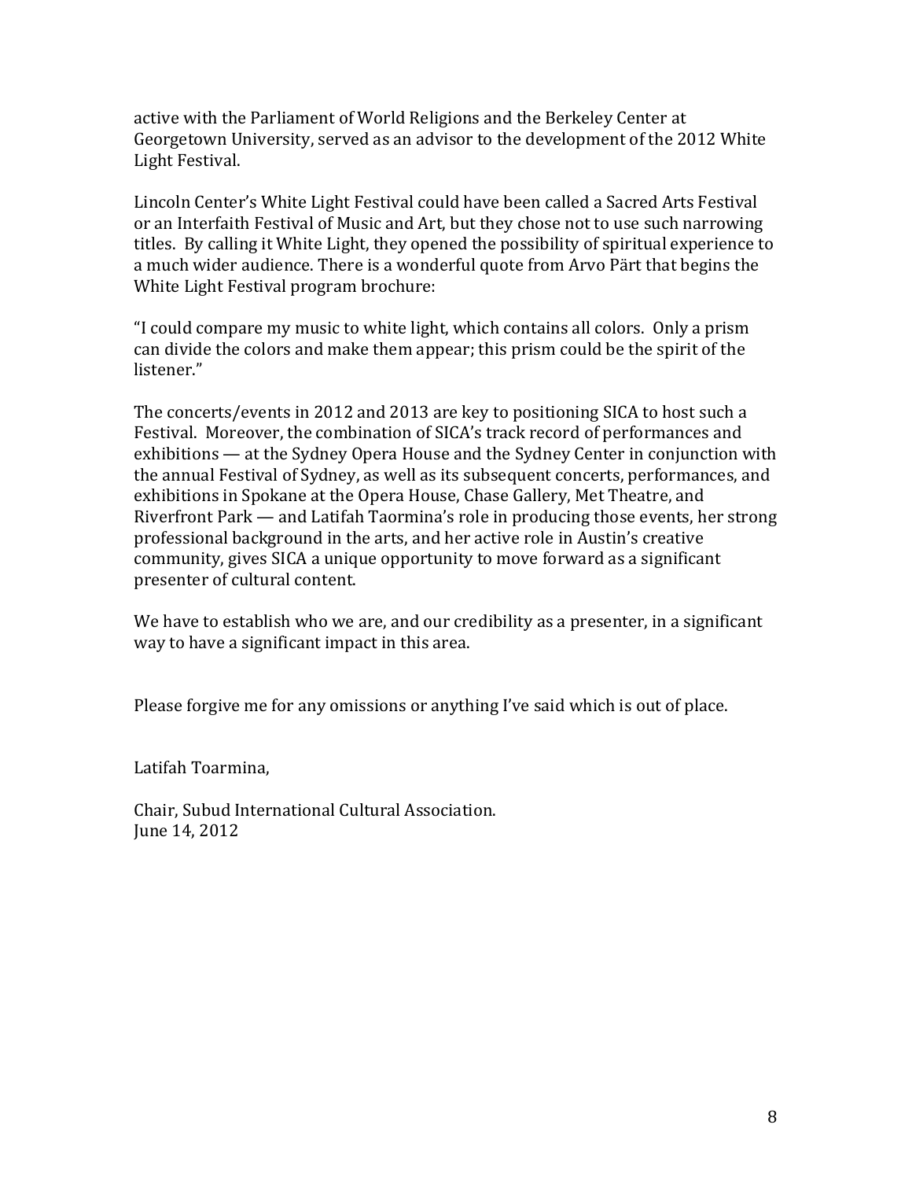active with the Parliament of World Religions and the Berkeley Center at Georgetown University, served as an advisor to the development of the 2012 White Light Festival.

Lincoln Center's White Light Festival could have been called a Sacred Arts Festival or an Interfaith Festival of Music and Art, but they chose not to use such narrowing titles. By calling it White Light, they opened the possibility of spiritual experience to a much wider audience. There is a wonderful quote from Arvo Pärt that begins the White Light Festival program brochure:

"I could compare my music to white light, which contains all colors. Only a prism can divide the colors and make them appear; this prism could be the spirit of the listener."

The concerts/events in 2012 and 2013 are key to positioning SICA to host such a Festival. Moreover, the combination of SICA's track record of performances and exhibitions — at the Sydney Opera House and the Sydney Center in conjunction with the annual Festival of Sydney, as well as its subsequent concerts, performances, and exhibitions in Spokane at the Opera House, Chase Gallery, Met Theatre, and Riverfront Park — and Latifah Taormina's role in producing those events, her strong professional background in the arts, and her active role in Austin's creative community, gives SICA a unique opportunity to move forward as a significant presenter of cultural content.

We have to establish who we are, and our credibility as a presenter, in a significant way to have a significant impact in this area.

Please forgive me for any omissions or anything I've said which is out of place.

Latifah Toarmina,

Chair, Subud International Cultural Association.
June 14, 2012